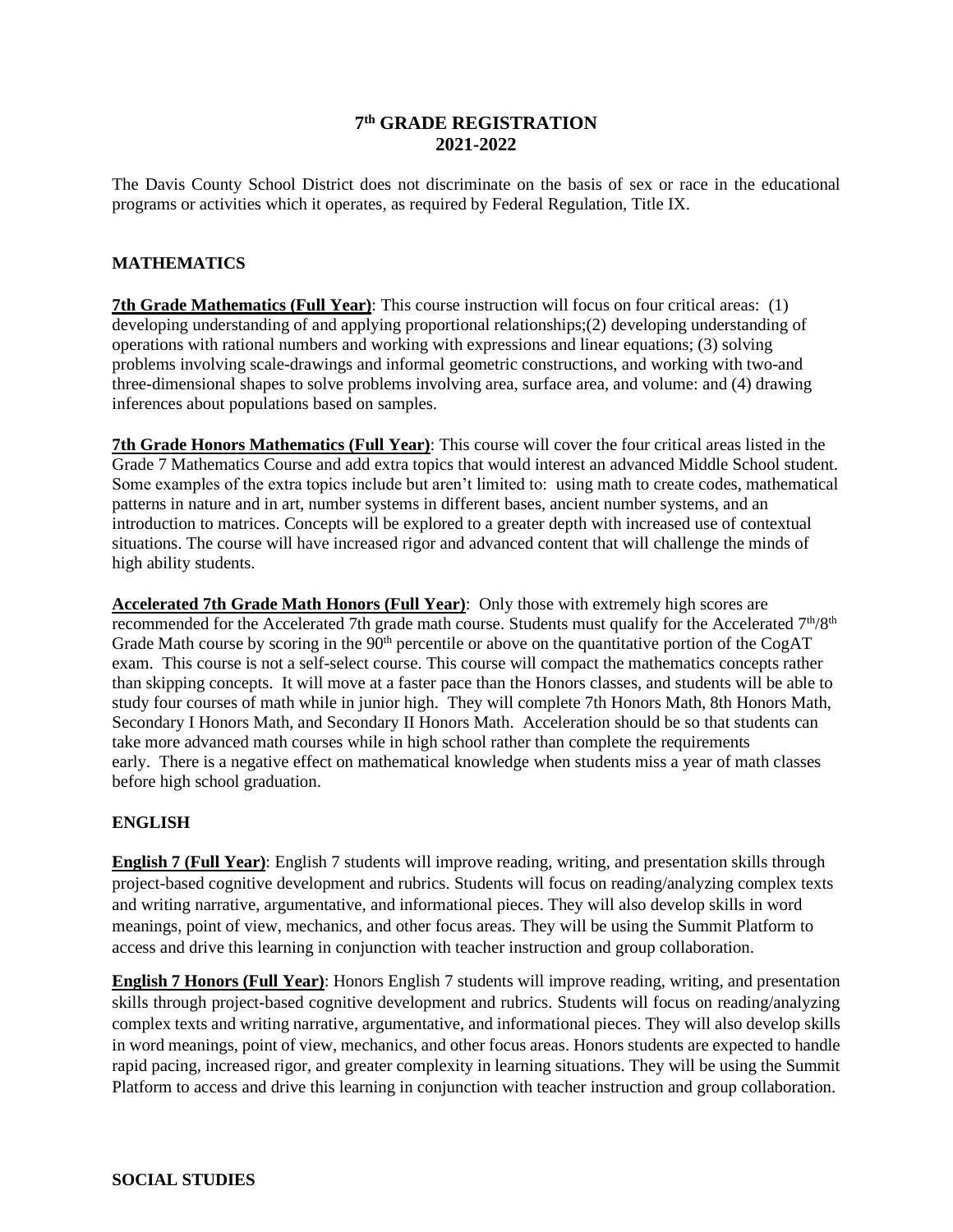# 7th GRADE REGISTRATION
# 2021-2022

The Davis County School District does not discriminate on the basis of sex or race in the educational programs or activities which it operates, as required by Federal Regulation, Title IX.

## MATHEMATICS

**7th Grade Mathematics (Full Year)**: This course instruction will focus on four critical areas: (1) developing understanding of and applying proportional relationships;(2) developing understanding of operations with rational numbers and working with expressions and linear equations; (3) solving problems involving scale-drawings and informal geometric constructions, and working with two-and three-dimensional shapes to solve problems involving area, surface area, and volume: and (4) drawing inferences about populations based on samples.

**7th Grade Honors Mathematics (Full Year)**: This course will cover the four critical areas listed in the Grade 7 Mathematics Course and add extra topics that would interest an advanced Middle School student. Some examples of the extra topics include but aren't limited to: using math to create codes, mathematical patterns in nature and in art, number systems in different bases, ancient number systems, and an introduction to matrices. Concepts will be explored to a greater depth with increased use of contextual situations. The course will have increased rigor and advanced content that will challenge the minds of high ability students.

**Accelerated 7th Grade Math Honors (Full Year)**: Only those with extremely high scores are recommended for the Accelerated 7th grade math course. Students must qualify for the Accelerated 7th/8th Grade Math course by scoring in the 90th percentile or above on the quantitative portion of the CogAT exam. This course is not a self-select course. This course will compact the mathematics concepts rather than skipping concepts. It will move at a faster pace than the Honors classes, and students will be able to study four courses of math while in junior high. They will complete 7th Honors Math, 8th Honors Math, Secondary I Honors Math, and Secondary II Honors Math. Acceleration should be so that students can take more advanced math courses while in high school rather than complete the requirements early. There is a negative effect on mathematical knowledge when students miss a year of math classes before high school graduation.

## ENGLISH

**English 7 (Full Year)**: English 7 students will improve reading, writing, and presentation skills through project-based cognitive development and rubrics. Students will focus on reading/analyzing complex texts and writing narrative, argumentative, and informational pieces. They will also develop skills in word meanings, point of view, mechanics, and other focus areas. They will be using the Summit Platform to access and drive this learning in conjunction with teacher instruction and group collaboration.

**English 7 Honors (Full Year)**: Honors English 7 students will improve reading, writing, and presentation skills through project-based cognitive development and rubrics. Students will focus on reading/analyzing complex texts and writing narrative, argumentative, and informational pieces. They will also develop skills in word meanings, point of view, mechanics, and other focus areas. Honors students are expected to handle rapid pacing, increased rigor, and greater complexity in learning situations. They will be using the Summit Platform to access and drive this learning in conjunction with teacher instruction and group collaboration.

## SOCIAL STUDIES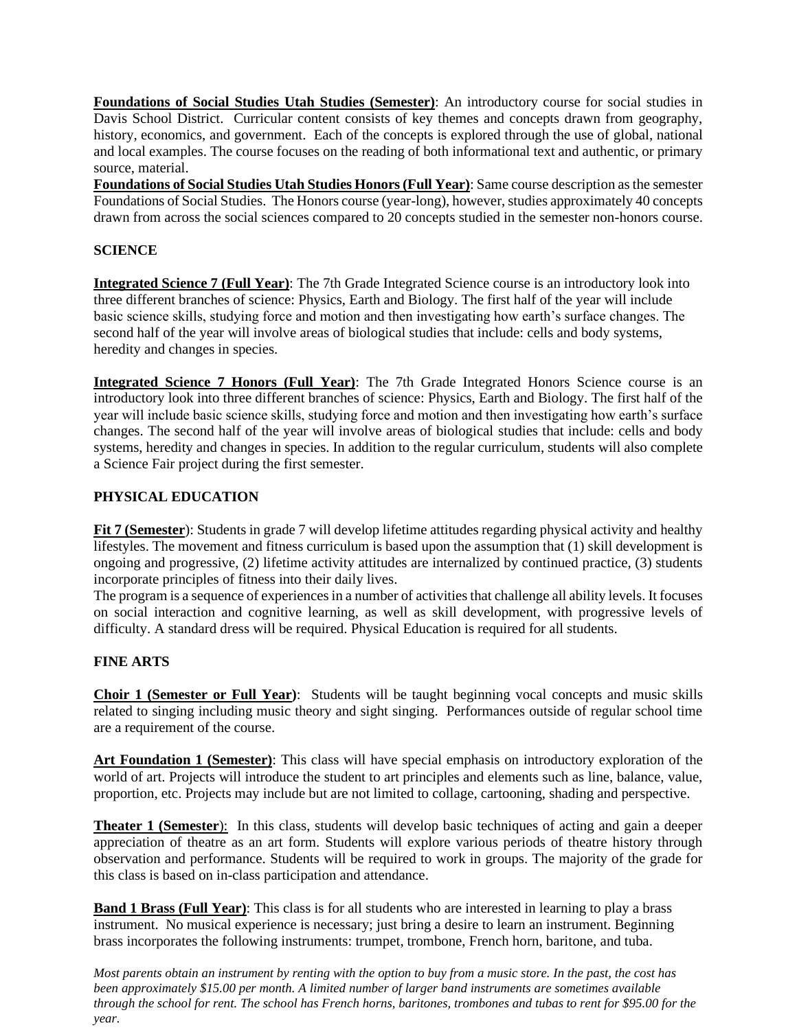**Foundations of Social Studies Utah Studies (Semester)**: An introductory course for social studies in Davis School District. Curricular content consists of key themes and concepts drawn from geography, history, economics, and government. Each of the concepts is explored through the use of global, national and local examples. The course focuses on the reading of both informational text and authentic, or primary source, material.

**Foundations of Social Studies Utah Studies Honors (Full Year)**: Same course description as the semester Foundations of Social Studies. The Honors course (year-long), however, studies approximately 40 concepts drawn from across the social sciences compared to 20 concepts studied in the semester non-honors course.

## SCIENCE

**Integrated Science 7 (Full Year)**: The 7th Grade Integrated Science course is an introductory look into three different branches of science: Physics, Earth and Biology. The first half of the year will include basic science skills, studying force and motion and then investigating how earth's surface changes. The second half of the year will involve areas of biological studies that include: cells and body systems, heredity and changes in species.

**Integrated Science 7 Honors (Full Year)**: The 7th Grade Integrated Honors Science course is an introductory look into three different branches of science: Physics, Earth and Biology. The first half of the year will include basic science skills, studying force and motion and then investigating how earth's surface changes. The second half of the year will involve areas of biological studies that include: cells and body systems, heredity and changes in species. In addition to the regular curriculum, students will also complete a Science Fair project during the first semester.

## PHYSICAL EDUCATION

**Fit 7 (Semester)**: Students in grade 7 will develop lifetime attitudes regarding physical activity and healthy lifestyles. The movement and fitness curriculum is based upon the assumption that (1) skill development is ongoing and progressive, (2) lifetime activity attitudes are internalized by continued practice, (3) students incorporate principles of fitness into their daily lives.

The program is a sequence of experiences in a number of activities that challenge all ability levels. It focuses on social interaction and cognitive learning, as well as skill development, with progressive levels of difficulty. A standard dress will be required. Physical Education is required for all students.

## FINE ARTS

**Choir 1 (Semester or Full Year)**: Students will be taught beginning vocal concepts and music skills related to singing including music theory and sight singing. Performances outside of regular school time are a requirement of the course.

**Art Foundation 1 (Semester)**: This class will have special emphasis on introductory exploration of the world of art. Projects will introduce the student to art principles and elements such as line, balance, value, proportion, etc. Projects may include but are not limited to collage, cartooning, shading and perspective.

**Theater 1 (Semester)**: In this class, students will develop basic techniques of acting and gain a deeper appreciation of theatre as an art form. Students will explore various periods of theatre history through observation and performance. Students will be required to work in groups. The majority of the grade for this class is based on in-class participation and attendance.

**Band 1 Brass (Full Year)**: This class is for all students who are interested in learning to play a brass instrument. No musical experience is necessary; just bring a desire to learn an instrument. Beginning brass incorporates the following instruments: trumpet, trombone, French horn, baritone, and tuba.

*Most parents obtain an instrument by renting with the option to buy from a music store. In the past, the cost has been approximately $15.00 per month. A limited number of larger band instruments are sometimes available through the school for rent. The school has French horns, baritones, trombones and tubas to rent for $95.00 for the year.*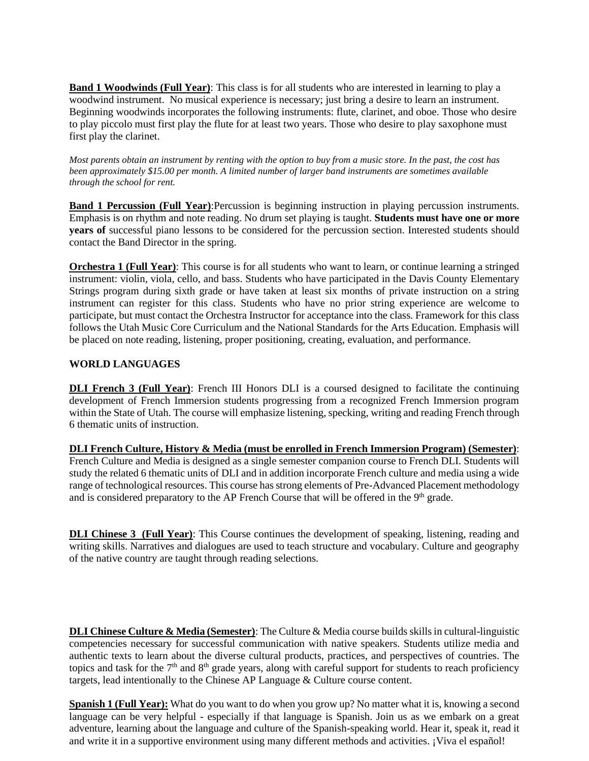**Band 1 Woodwinds (Full Year)**: This class is for all students who are interested in learning to play a woodwind instrument. No musical experience is necessary; just bring a desire to learn an instrument. Beginning woodwinds incorporates the following instruments: flute, clarinet, and oboe. Those who desire to play piccolo must first play the flute for at least two years. Those who desire to play saxophone must first play the clarinet.

*Most parents obtain an instrument by renting with the option to buy from a music store. In the past, the cost has been approximately $15.00 per month. A limited number of larger band instruments are sometimes available through the school for rent.*

**Band 1 Percussion (Full Year)**:Percussion is beginning instruction in playing percussion instruments. Emphasis is on rhythm and note reading. No drum set playing is taught. **Students must have one or more years of** successful piano lessons to be considered for the percussion section. Interested students should contact the Band Director in the spring.

**Orchestra 1 (Full Year)**: This course is for all students who want to learn, or continue learning a stringed instrument: violin, viola, cello, and bass. Students who have participated in the Davis County Elementary Strings program during sixth grade or have taken at least six months of private instruction on a string instrument can register for this class. Students who have no prior string experience are welcome to participate, but must contact the Orchestra Instructor for acceptance into the class. Framework for this class follows the Utah Music Core Curriculum and the National Standards for the Arts Education. Emphasis will be placed on note reading, listening, proper positioning, creating, evaluation, and performance.

**WORLD LANGUAGES**

**DLI French 3 (Full Year)**: French III Honors DLI is a coursed designed to facilitate the continuing development of French Immersion students progressing from a recognized French Immersion program within the State of Utah. The course will emphasize listening, specking, writing and reading French through 6 thematic units of instruction.

**DLI French Culture, History & Media (must be enrolled in French Immersion Program) (Semester)**: French Culture and Media is designed as a single semester companion course to French DLI. Students will study the related 6 thematic units of DLI and in addition incorporate French culture and media using a wide range of technological resources. This course has strong elements of Pre-Advanced Placement methodology and is considered preparatory to the AP French Course that will be offered in the 9th grade.

**DLI Chinese 3 (Full Year)**: This Course continues the development of speaking, listening, reading and writing skills. Narratives and dialogues are used to teach structure and vocabulary. Culture and geography of the native country are taught through reading selections.

**DLI Chinese Culture & Media (Semester)**: The Culture & Media course builds skills in cultural-linguistic competencies necessary for successful communication with native speakers. Students utilize media and authentic texts to learn about the diverse cultural products, practices, and perspectives of countries. The topics and task for the 7th and 8th grade years, along with careful support for students to reach proficiency targets, lead intentionally to the Chinese AP Language & Culture course content.

**Spanish 1 (Full Year):** What do you want to do when you grow up? No matter what it is, knowing a second language can be very helpful - especially if that language is Spanish. Join us as we embark on a great adventure, learning about the language and culture of the Spanish-speaking world. Hear it, speak it, read it and write it in a supportive environment using many different methods and activities. ¡Viva el español!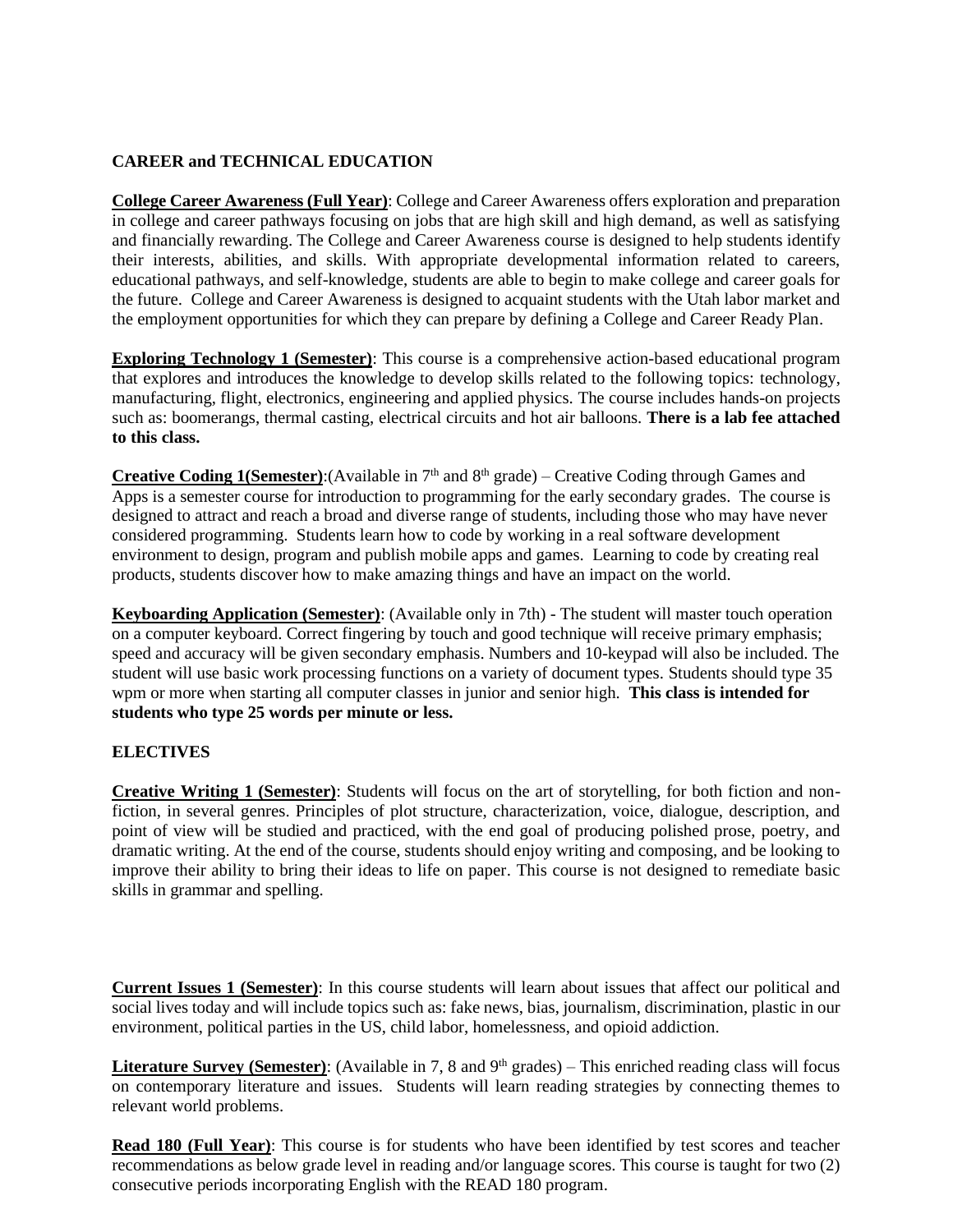**CAREER and TECHNICAL EDUCATION**

**College Career Awareness (Full Year)**: College and Career Awareness offers exploration and preparation in college and career pathways focusing on jobs that are high skill and high demand, as well as satisfying and financially rewarding. The College and Career Awareness course is designed to help students identify their interests, abilities, and skills. With appropriate developmental information related to careers, educational pathways, and self-knowledge, students are able to begin to make college and career goals for the future. College and Career Awareness is designed to acquaint students with the Utah labor market and the employment opportunities for which they can prepare by defining a College and Career Ready Plan.

**Exploring Technology 1 (Semester)**: This course is a comprehensive action-based educational program that explores and introduces the knowledge to develop skills related to the following topics: technology, manufacturing, flight, electronics, engineering and applied physics. The course includes hands-on projects such as: boomerangs, thermal casting, electrical circuits and hot air balloons. **There is a lab fee attached to this class.**

**Creative Coding 1(Semester)**:(Available in 7th and 8th grade) – Creative Coding through Games and Apps is a semester course for introduction to programming for the early secondary grades. The course is designed to attract and reach a broad and diverse range of students, including those who may have never considered programming. Students learn how to code by working in a real software development environment to design, program and publish mobile apps and games. Learning to code by creating real products, students discover how to make amazing things and have an impact on the world.

**Keyboarding Application (Semester)**: (Available only in 7th) - The student will master touch operation on a computer keyboard. Correct fingering by touch and good technique will receive primary emphasis; speed and accuracy will be given secondary emphasis. Numbers and 10-keypad will also be included. The student will use basic work processing functions on a variety of document types. Students should type 35 wpm or more when starting all computer classes in junior and senior high. **This class is intended for students who type 25 words per minute or less.**

**ELECTIVES**

**Creative Writing 1 (Semester)**: Students will focus on the art of storytelling, for both fiction and non-fiction, in several genres. Principles of plot structure, characterization, voice, dialogue, description, and point of view will be studied and practiced, with the end goal of producing polished prose, poetry, and dramatic writing. At the end of the course, students should enjoy writing and composing, and be looking to improve their ability to bring their ideas to life on paper. This course is not designed to remediate basic skills in grammar and spelling.

**Current Issues 1 (Semester)**: In this course students will learn about issues that affect our political and social lives today and will include topics such as: fake news, bias, journalism, discrimination, plastic in our environment, political parties in the US, child labor, homelessness, and opioid addiction.

**Literature Survey (Semester)**: (Available in 7, 8 and 9th grades) – This enriched reading class will focus on contemporary literature and issues. Students will learn reading strategies by connecting themes to relevant world problems.

**Read 180 (Full Year)**: This course is for students who have been identified by test scores and teacher recommendations as below grade level in reading and/or language scores. This course is taught for two (2) consecutive periods incorporating English with the READ 180 program.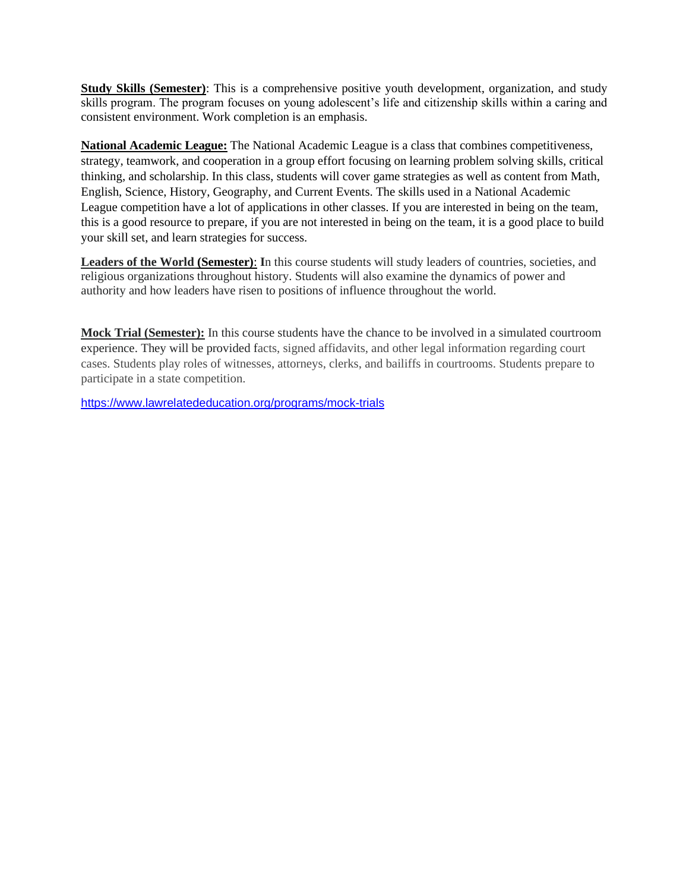**Study Skills (Semester)**: This is a comprehensive positive youth development, organization, and study skills program. The program focuses on young adolescent's life and citizenship skills within a caring and consistent environment. Work completion is an emphasis.

**National Academic League:** The National Academic League is a class that combines competitiveness, strategy, teamwork, and cooperation in a group effort focusing on learning problem solving skills, critical thinking, and scholarship. In this class, students will cover game strategies as well as content from Math, English, Science, History, Geography, and Current Events. The skills used in a National Academic League competition have a lot of applications in other classes. If you are interested in being on the team, this is a good resource to prepare, if you are not interested in being on the team, it is a good place to build your skill set, and learn strategies for success.

**Leaders of the World (Semester)**: **I**n this course students will study leaders of countries, societies, and religious organizations throughout history. Students will also examine the dynamics of power and authority and how leaders have risen to positions of influence throughout the world.

**Mock Trial (Semester):** In this course students have the chance to be involved in a simulated courtroom experience. They will be provided facts, signed affidavits, and other legal information regarding court cases. Students play roles of witnesses, attorneys, clerks, and bailiffs in courtrooms. Students prepare to participate in a state competition.

https://www.lawrelatededucation.org/programs/mock-trials